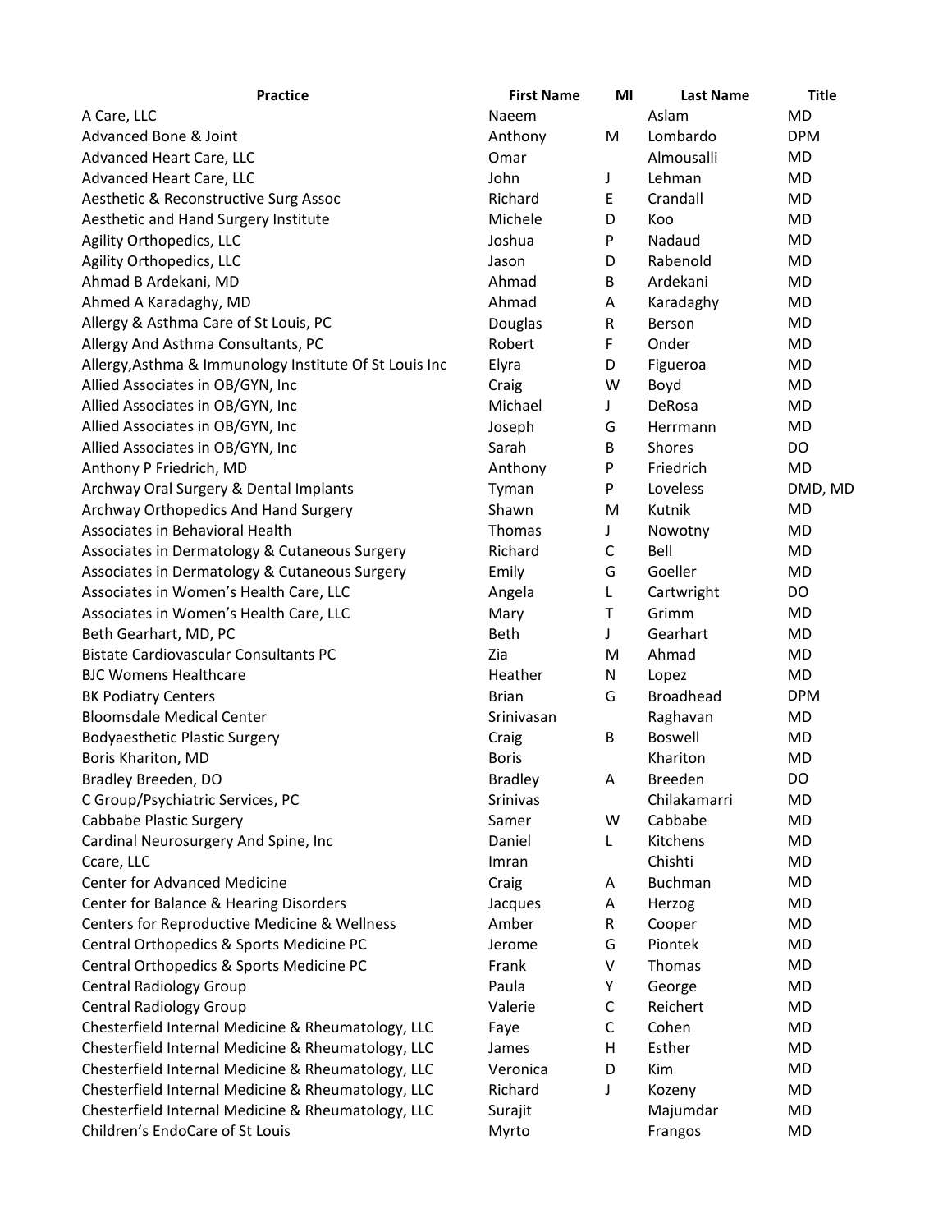| Practice | First Name | MI | Last Name | Title |
|---|---|---|---|---|
| A Care, LLC | Naeem | | Aslam | MD |
| Advanced Bone & Joint | Anthony | M | Lombardo | DPM |
| Advanced Heart Care, LLC | Omar | | Almousalli | MD |
| Advanced Heart Care, LLC | John | J | Lehman | MD |
| Aesthetic & Reconstructive Surg Assoc | Richard | E | Crandall | MD |
| Aesthetic and Hand Surgery Institute | Michele | D | Koo | MD |
| Agility Orthopedics, LLC | Joshua | P | Nadaud | MD |
| Agility Orthopedics, LLC | Jason | D | Rabenold | MD |
| Ahmad B Ardekani, MD | Ahmad | B | Ardekani | MD |
| Ahmed A Karadaghy, MD | Ahmad | A | Karadaghy | MD |
| Allergy & Asthma Care of St Louis, PC | Douglas | R | Berson | MD |
| Allergy And Asthma Consultants, PC | Robert | F | Onder | MD |
| Allergy,Asthma & Immunology Institute Of St Louis Inc | Elyra | D | Figueroa | MD |
| Allied Associates in OB/GYN, Inc | Craig | W | Boyd | MD |
| Allied Associates in OB/GYN, Inc | Michael | J | DeRosa | MD |
| Allied Associates in OB/GYN, Inc | Joseph | G | Herrmann | MD |
| Allied Associates in OB/GYN, Inc | Sarah | B | Shores | DO |
| Anthony P Friedrich, MD | Anthony | P | Friedrich | MD |
| Archway Oral Surgery & Dental Implants | Tyman | P | Loveless | DMD, MD |
| Archway Orthopedics And Hand Surgery | Shawn | M | Kutnik | MD |
| Associates in Behavioral Health | Thomas | J | Nowotny | MD |
| Associates in Dermatology & Cutaneous Surgery | Richard | C | Bell | MD |
| Associates in Dermatology & Cutaneous Surgery | Emily | G | Goeller | MD |
| Associates in Women's Health Care, LLC | Angela | L | Cartwright | DO |
| Associates in Women's Health Care, LLC | Mary | T | Grimm | MD |
| Beth Gearhart, MD, PC | Beth | J | Gearhart | MD |
| Bistate Cardiovascular Consultants PC | Zia | M | Ahmad | MD |
| BJC Womens Healthcare | Heather | N | Lopez | MD |
| BK Podiatry Centers | Brian | G | Broadhead | DPM |
| Bloomsdale Medical Center | Srinivasan | | Raghavan | MD |
| Bodyaesthetic Plastic Surgery | Craig | B | Boswell | MD |
| Boris Khariton, MD | Boris | | Khariton | MD |
| Bradley Breeden, DO | Bradley | A | Breeden | DO |
| C Group/Psychiatric Services, PC | Srinivas | | Chilakamarri | MD |
| Cabbabe Plastic Surgery | Samer | W | Cabbabe | MD |
| Cardinal Neurosurgery And Spine, Inc | Daniel | L | Kitchens | MD |
| Ccare, LLC | Imran | | Chishti | MD |
| Center for Advanced Medicine | Craig | A | Buchman | MD |
| Center for Balance & Hearing Disorders | Jacques | A | Herzog | MD |
| Centers for Reproductive Medicine & Wellness | Amber | R | Cooper | MD |
| Central Orthopedics & Sports Medicine PC | Jerome | G | Piontek | MD |
| Central Orthopedics & Sports Medicine PC | Frank | V | Thomas | MD |
| Central Radiology Group | Paula | Y | George | MD |
| Central Radiology Group | Valerie | C | Reichert | MD |
| Chesterfield Internal Medicine & Rheumatology, LLC | Faye | C | Cohen | MD |
| Chesterfield Internal Medicine & Rheumatology, LLC | James | H | Esther | MD |
| Chesterfield Internal Medicine & Rheumatology, LLC | Veronica | D | Kim | MD |
| Chesterfield Internal Medicine & Rheumatology, LLC | Richard | J | Kozeny | MD |
| Chesterfield Internal Medicine & Rheumatology, LLC | Surajit | | Majumdar | MD |
| Children's EndoCare of St Louis | Myrto | | Frangos | MD |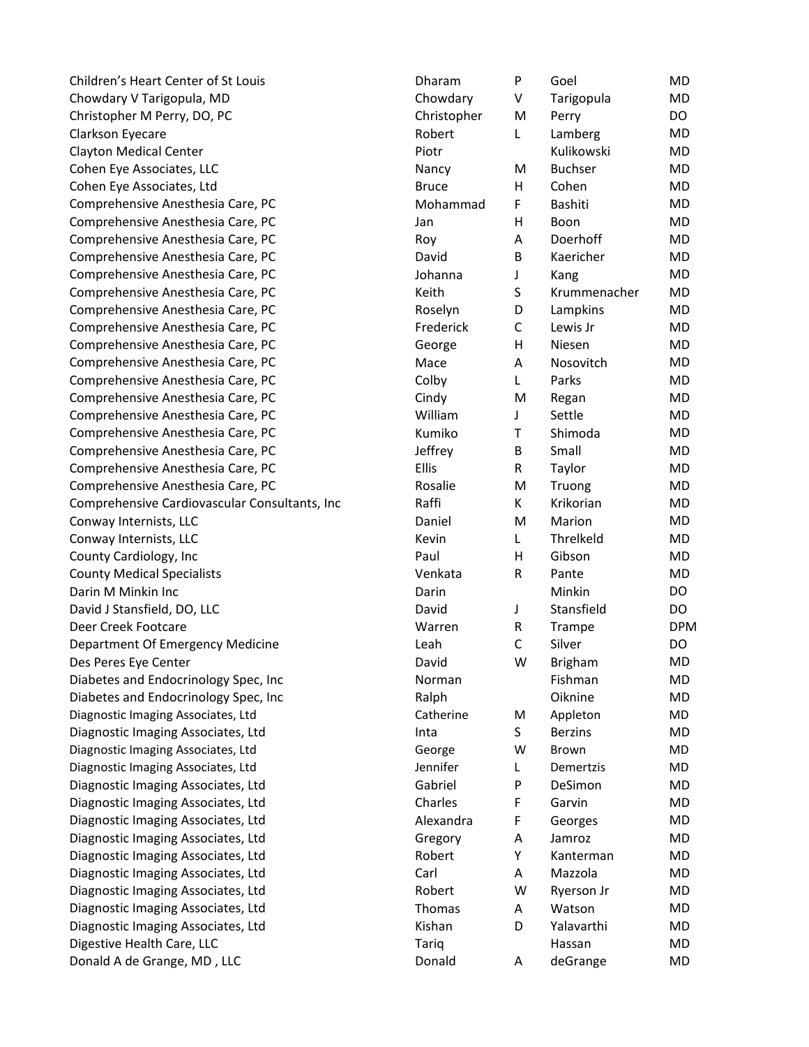| | | | | |
|---|---|---|---|---|
| Children's Heart Center of St Louis | Dharam | P | Goel | MD |
| Chowdary V Tarigopula, MD | Chowdary | V | Tarigopula | MD |
| Christopher M Perry, DO, PC | Christopher | M | Perry | DO |
| Clarkson Eyecare | Robert | L | Lamberg | MD |
| Clayton Medical Center | Piotr | | Kulikowski | MD |
| Cohen Eye Associates, LLC | Nancy | M | Buchser | MD |
| Cohen Eye Associates, Ltd | Bruce | H | Cohen | MD |
| Comprehensive Anesthesia Care, PC | Mohammad | F | Bashiti | MD |
| Comprehensive Anesthesia Care, PC | Jan | H | Boon | MD |
| Comprehensive Anesthesia Care, PC | Roy | A | Doerhoff | MD |
| Comprehensive Anesthesia Care, PC | David | B | Kaericher | MD |
| Comprehensive Anesthesia Care, PC | Johanna | J | Kang | MD |
| Comprehensive Anesthesia Care, PC | Keith | S | Krummenacher | MD |
| Comprehensive Anesthesia Care, PC | Roselyn | D | Lampkins | MD |
| Comprehensive Anesthesia Care, PC | Frederick | C | Lewis Jr | MD |
| Comprehensive Anesthesia Care, PC | George | H | Niesen | MD |
| Comprehensive Anesthesia Care, PC | Mace | A | Nosovitch | MD |
| Comprehensive Anesthesia Care, PC | Colby | L | Parks | MD |
| Comprehensive Anesthesia Care, PC | Cindy | M | Regan | MD |
| Comprehensive Anesthesia Care, PC | William | J | Settle | MD |
| Comprehensive Anesthesia Care, PC | Kumiko | T | Shimoda | MD |
| Comprehensive Anesthesia Care, PC | Jeffrey | B | Small | MD |
| Comprehensive Anesthesia Care, PC | Ellis | R | Taylor | MD |
| Comprehensive Anesthesia Care, PC | Rosalie | M | Truong | MD |
| Comprehensive Cardiovascular Consultants, Inc | Raffi | K | Krikorian | MD |
| Conway Internists, LLC | Daniel | M | Marion | MD |
| Conway Internists, LLC | Kevin | L | Threlkeld | MD |
| County Cardiology, Inc | Paul | H | Gibson | MD |
| County Medical Specialists | Venkata | R | Pante | MD |
| Darin M Minkin Inc | Darin | | Minkin | DO |
| David J Stansfield, DO, LLC | David | J | Stansfield | DO |
| Deer Creek Footcare | Warren | R | Trampe | DPM |
| Department Of Emergency Medicine | Leah | C | Silver | DO |
| Des Peres Eye Center | David | W | Brigham | MD |
| Diabetes and Endocrinology Spec, Inc | Norman | | Fishman | MD |
| Diabetes and Endocrinology Spec, Inc | Ralph | | Oiknine | MD |
| Diagnostic Imaging Associates, Ltd | Catherine | M | Appleton | MD |
| Diagnostic Imaging Associates, Ltd | Inta | S | Berzins | MD |
| Diagnostic Imaging Associates, Ltd | George | W | Brown | MD |
| Diagnostic Imaging Associates, Ltd | Jennifer | L | Demertzis | MD |
| Diagnostic Imaging Associates, Ltd | Gabriel | P | DeSimon | MD |
| Diagnostic Imaging Associates, Ltd | Charles | F | Garvin | MD |
| Diagnostic Imaging Associates, Ltd | Alexandra | F | Georges | MD |
| Diagnostic Imaging Associates, Ltd | Gregory | A | Jamroz | MD |
| Diagnostic Imaging Associates, Ltd | Robert | Y | Kanterman | MD |
| Diagnostic Imaging Associates, Ltd | Carl | A | Mazzola | MD |
| Diagnostic Imaging Associates, Ltd | Robert | W | Ryerson Jr | MD |
| Diagnostic Imaging Associates, Ltd | Thomas | A | Watson | MD |
| Diagnostic Imaging Associates, Ltd | Kishan | D | Yalavarthi | MD |
| Digestive Health Care, LLC | Tariq | | Hassan | MD |
| Donald A de Grange, MD , LLC | Donald | A | deGrange | MD |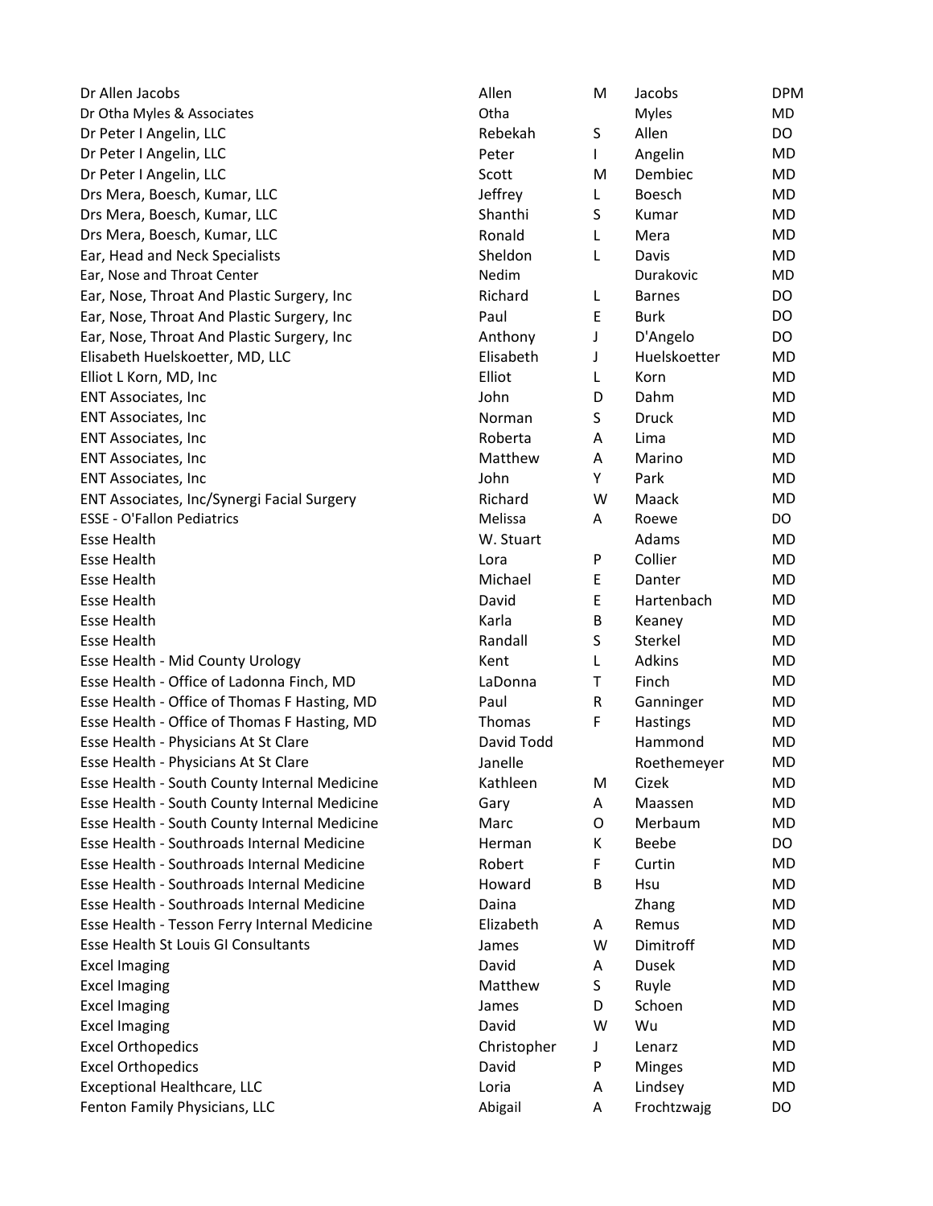| | | | | |
|---|---|---|---|---|
| Dr Allen Jacobs | Allen | M | Jacobs | DPM |
| Dr Otha Myles & Associates | Otha | | Myles | MD |
| Dr Peter I Angelin, LLC | Rebekah | S | Allen | DO |
| Dr Peter I Angelin, LLC | Peter | I | Angelin | MD |
| Dr Peter I Angelin, LLC | Scott | M | Dembiec | MD |
| Drs Mera, Boesch, Kumar, LLC | Jeffrey | L | Boesch | MD |
| Drs Mera, Boesch, Kumar, LLC | Shanthi | S | Kumar | MD |
| Drs Mera, Boesch, Kumar, LLC | Ronald | L | Mera | MD |
| Ear, Head and Neck Specialists | Sheldon | L | Davis | MD |
| Ear, Nose and Throat Center | Nedim | | Durakovic | MD |
| Ear, Nose, Throat And Plastic Surgery, Inc | Richard | L | Barnes | DO |
| Ear, Nose, Throat And Plastic Surgery, Inc | Paul | E | Burk | DO |
| Ear, Nose, Throat And Plastic Surgery, Inc | Anthony | J | D'Angelo | DO |
| Elisabeth Huelskoetter, MD, LLC | Elisabeth | J | Huelskoetter | MD |
| Elliot L Korn, MD, Inc | Elliot | L | Korn | MD |
| ENT Associates, Inc | John | D | Dahm | MD |
| ENT Associates, Inc | Norman | S | Druck | MD |
| ENT Associates, Inc | Roberta | A | Lima | MD |
| ENT Associates, Inc | Matthew | A | Marino | MD |
| ENT Associates, Inc | John | Y | Park | MD |
| ENT Associates, Inc/Synergi Facial Surgery | Richard | W | Maack | MD |
| ESSE - O'Fallon Pediatrics | Melissa | A | Roewe | DO |
| Esse Health | W. Stuart | | Adams | MD |
| Esse Health | Lora | P | Collier | MD |
| Esse Health | Michael | E | Danter | MD |
| Esse Health | David | E | Hartenbach | MD |
| Esse Health | Karla | B | Keaney | MD |
| Esse Health | Randall | S | Sterkel | MD |
| Esse Health - Mid County Urology | Kent | L | Adkins | MD |
| Esse Health - Office of Ladonna Finch, MD | LaDonna | T | Finch | MD |
| Esse Health - Office of Thomas F Hasting, MD | Paul | R | Ganninger | MD |
| Esse Health - Office of Thomas F Hasting, MD | Thomas | F | Hastings | MD |
| Esse Health - Physicians At St Clare | David Todd | | Hammond | MD |
| Esse Health - Physicians At St Clare | Janelle | | Roethemeyer | MD |
| Esse Health - South County Internal Medicine | Kathleen | M | Cizek | MD |
| Esse Health - South County Internal Medicine | Gary | A | Maassen | MD |
| Esse Health - South County Internal Medicine | Marc | O | Merbaum | MD |
| Esse Health - Southroads Internal Medicine | Herman | K | Beebe | DO |
| Esse Health - Southroads Internal Medicine | Robert | F | Curtin | MD |
| Esse Health - Southroads Internal Medicine | Howard | B | Hsu | MD |
| Esse Health - Southroads Internal Medicine | Daina | | Zhang | MD |
| Esse Health - Tesson Ferry Internal Medicine | Elizabeth | A | Remus | MD |
| Esse Health St Louis GI Consultants | James | W | Dimitroff | MD |
| Excel Imaging | David | A | Dusek | MD |
| Excel Imaging | Matthew | S | Ruyle | MD |
| Excel Imaging | James | D | Schoen | MD |
| Excel Imaging | David | W | Wu | MD |
| Excel Orthopedics | Christopher | J | Lenarz | MD |
| Excel Orthopedics | David | P | Minges | MD |
| Exceptional Healthcare, LLC | Loria | A | Lindsey | MD |
| Fenton Family Physicians, LLC | Abigail | A | Frochtzwajg | DO |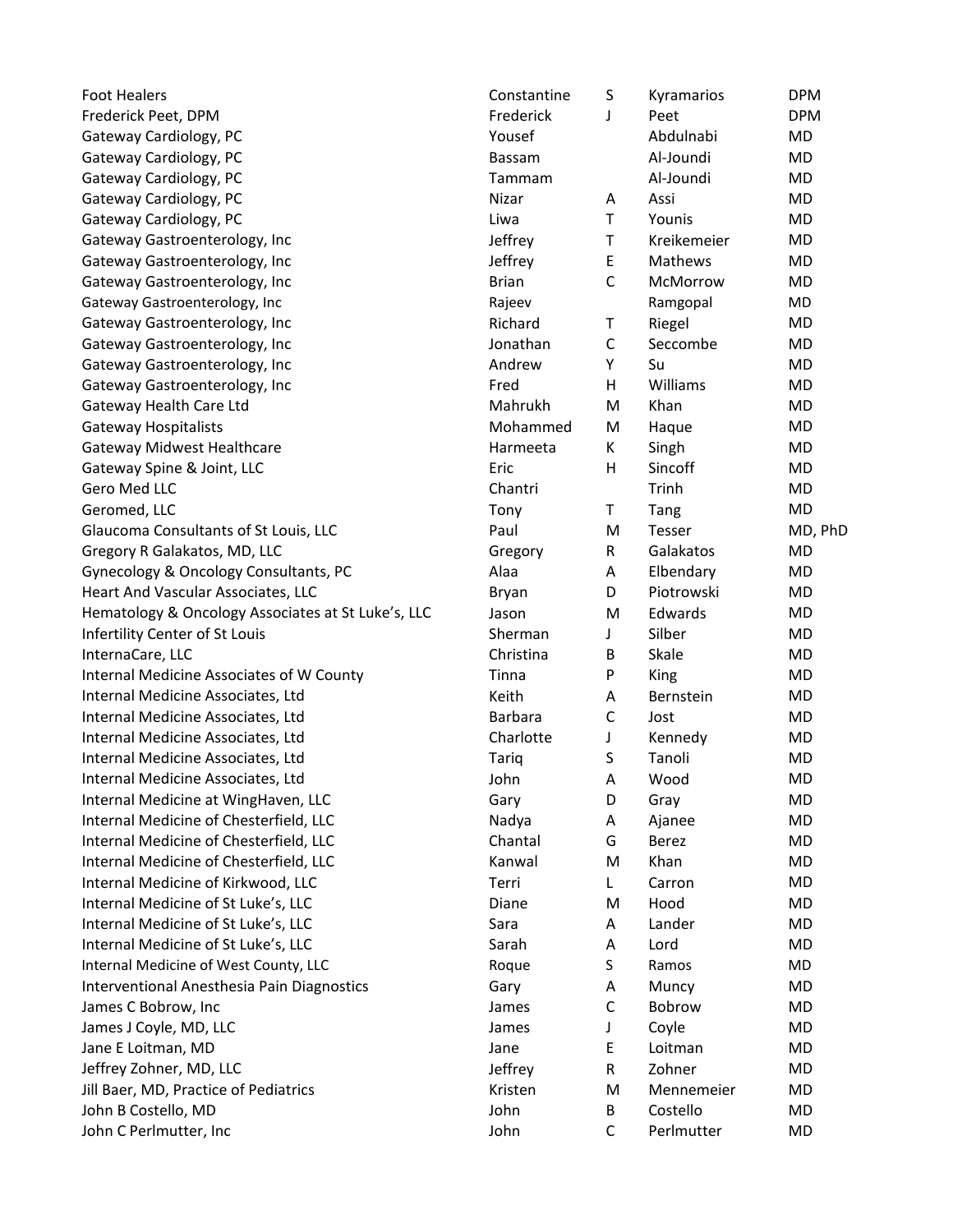| | | | | |
|---|---|---|---|---|
| Foot Healers | Constantine | S | Kyramarios | DPM |
| Frederick Peet, DPM | Frederick | J | Peet | DPM |
| Gateway Cardiology, PC | Yousef | | Abdulnabi | MD |
| Gateway Cardiology, PC | Bassam | | Al-Joundi | MD |
| Gateway Cardiology, PC | Tammam | | Al-Joundi | MD |
| Gateway Cardiology, PC | Nizar | A | Assi | MD |
| Gateway Cardiology, PC | Liwa | T | Younis | MD |
| Gateway Gastroenterology, Inc | Jeffrey | T | Kreikemeier | MD |
| Gateway Gastroenterology, Inc | Jeffrey | E | Mathews | MD |
| Gateway Gastroenterology, Inc | Brian | C | McMorrow | MD |
| Gateway Gastroenterology, Inc | Rajeev | | Ramgopal | MD |
| Gateway Gastroenterology, Inc | Richard | T | Riegel | MD |
| Gateway Gastroenterology, Inc | Jonathan | C | Seccombe | MD |
| Gateway Gastroenterology, Inc | Andrew | Y | Su | MD |
| Gateway Gastroenterology, Inc | Fred | H | Williams | MD |
| Gateway Health Care Ltd | Mahrukh | M | Khan | MD |
| Gateway Hospitalists | Mohammed | M | Haque | MD |
| Gateway Midwest Healthcare | Harmeeta | K | Singh | MD |
| Gateway Spine & Joint, LLC | Eric | H | Sincoff | MD |
| Gero Med LLC | Chantri | | Trinh | MD |
| Geromed, LLC | Tony | T | Tang | MD |
| Glaucoma Consultants of St Louis, LLC | Paul | M | Tesser | MD, PhD |
| Gregory R Galakatos, MD, LLC | Gregory | R | Galakatos | MD |
| Gynecology & Oncology Consultants, PC | Alaa | A | Elbendary | MD |
| Heart And Vascular Associates, LLC | Bryan | D | Piotrowski | MD |
| Hematology & Oncology Associates at St Luke's, LLC | Jason | M | Edwards | MD |
| Infertility Center of St Louis | Sherman | J | Silber | MD |
| InternaCare, LLC | Christina | B | Skale | MD |
| Internal Medicine Associates of W County | Tinna | P | King | MD |
| Internal Medicine Associates, Ltd | Keith | A | Bernstein | MD |
| Internal Medicine Associates, Ltd | Barbara | C | Jost | MD |
| Internal Medicine Associates, Ltd | Charlotte | J | Kennedy | MD |
| Internal Medicine Associates, Ltd | Tariq | S | Tanoli | MD |
| Internal Medicine Associates, Ltd | John | A | Wood | MD |
| Internal Medicine at WingHaven, LLC | Gary | D | Gray | MD |
| Internal Medicine of Chesterfield, LLC | Nadya | A | Ajanee | MD |
| Internal Medicine of Chesterfield, LLC | Chantal | G | Berez | MD |
| Internal Medicine of Chesterfield, LLC | Kanwal | M | Khan | MD |
| Internal Medicine of Kirkwood, LLC | Terri | L | Carron | MD |
| Internal Medicine of St Luke's, LLC | Diane | M | Hood | MD |
| Internal Medicine of St Luke's, LLC | Sara | A | Lander | MD |
| Internal Medicine of St Luke's, LLC | Sarah | A | Lord | MD |
| Internal Medicine of West County, LLC | Roque | S | Ramos | MD |
| Interventional Anesthesia Pain Diagnostics | Gary | A | Muncy | MD |
| James C Bobrow, Inc | James | C | Bobrow | MD |
| James J Coyle, MD, LLC | James | J | Coyle | MD |
| Jane E Loitman, MD | Jane | E | Loitman | MD |
| Jeffrey Zohner, MD, LLC | Jeffrey | R | Zohner | MD |
| Jill Baer, MD, Practice of Pediatrics | Kristen | M | Mennemeier | MD |
| John B Costello, MD | John | B | Costello | MD |
| John C Perlmutter, Inc | John | C | Perlmutter | MD |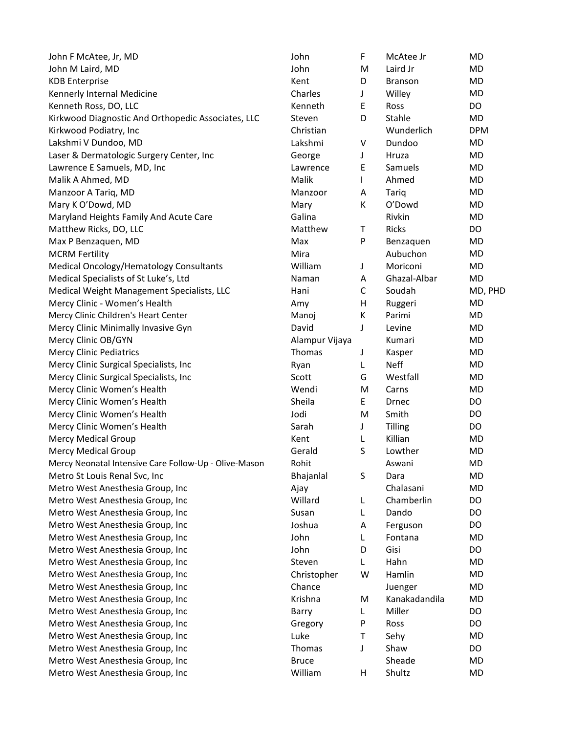| | | | | |
|---|---|---|---|---|
| John F McAtee, Jr, MD | John | F | McAtee Jr | MD |
| John M Laird, MD | John | M | Laird Jr | MD |
| KDB Enterprise | Kent | D | Branson | MD |
| Kennerly Internal Medicine | Charles | J | Willey | MD |
| Kenneth Ross, DO, LLC | Kenneth | E | Ross | DO |
| Kirkwood Diagnostic And Orthopedic Associates, LLC | Steven | D | Stahle | MD |
| Kirkwood Podiatry, Inc | Christian | | Wunderlich | DPM |
| Lakshmi V Dundoo, MD | Lakshmi | V | Dundoo | MD |
| Laser & Dermatologic Surgery Center, Inc | George | J | Hruza | MD |
| Lawrence E Samuels, MD, Inc | Lawrence | E | Samuels | MD |
| Malik A Ahmed, MD | Malik | I | Ahmed | MD |
| Manzoor A Tariq, MD | Manzoor | A | Tariq | MD |
| Mary K O'Dowd, MD | Mary | K | O'Dowd | MD |
| Maryland Heights Family And Acute Care | Galina | | Rivkin | MD |
| Matthew Ricks, DO, LLC | Matthew | T | Ricks | DO |
| Max P Benzaquen, MD | Max | P | Benzaquen | MD |
| MCRM Fertility | Mira | | Aubuchon | MD |
| Medical Oncology/Hematology Consultants | William | J | Moriconi | MD |
| Medical Specialists of St Luke's, Ltd | Naman | A | Ghazal-Albar | MD |
| Medical Weight Management Specialists, LLC | Hani | C | Soudah | MD, PHD |
| Mercy Clinic - Women's Health | Amy | H | Ruggeri | MD |
| Mercy Clinic Children's Heart Center | Manoj | K | Parimi | MD |
| Mercy Clinic Minimally Invasive Gyn | David | J | Levine | MD |
| Mercy Clinic OB/GYN | Alampur Vijaya | | Kumari | MD |
| Mercy Clinic Pediatrics | Thomas | J | Kasper | MD |
| Mercy Clinic Surgical Specialists, Inc | Ryan | L | Neff | MD |
| Mercy Clinic Surgical Specialists, Inc | Scott | G | Westfall | MD |
| Mercy Clinic Women's Health | Wendi | M | Carns | MD |
| Mercy Clinic Women's Health | Sheila | E | Drnec | DO |
| Mercy Clinic Women's Health | Jodi | M | Smith | DO |
| Mercy Clinic Women's Health | Sarah | J | Tilling | DO |
| Mercy Medical Group | Kent | L | Killian | MD |
| Mercy Medical Group | Gerald | S | Lowther | MD |
| Mercy Neonatal Intensive Care Follow-Up - Olive-Mason | Rohit | | Aswani | MD |
| Metro St Louis Renal Svc, Inc | Bhajanlal | S | Dara | MD |
| Metro West Anesthesia Group, Inc | Ajay | | Chalasani | MD |
| Metro West Anesthesia Group, Inc | Willard | L | Chamberlin | DO |
| Metro West Anesthesia Group, Inc | Susan | L | Dando | DO |
| Metro West Anesthesia Group, Inc | Joshua | A | Ferguson | DO |
| Metro West Anesthesia Group, Inc | John | L | Fontana | MD |
| Metro West Anesthesia Group, Inc | John | D | Gisi | DO |
| Metro West Anesthesia Group, Inc | Steven | L | Hahn | MD |
| Metro West Anesthesia Group, Inc | Christopher | W | Hamlin | MD |
| Metro West Anesthesia Group, Inc | Chance | | Juenger | MD |
| Metro West Anesthesia Group, Inc | Krishna | M | Kanakadandila | MD |
| Metro West Anesthesia Group, Inc | Barry | L | Miller | DO |
| Metro West Anesthesia Group, Inc | Gregory | P | Ross | DO |
| Metro West Anesthesia Group, Inc | Luke | T | Sehy | MD |
| Metro West Anesthesia Group, Inc | Thomas | J | Shaw | DO |
| Metro West Anesthesia Group, Inc | Bruce | | Sheade | MD |
| Metro West Anesthesia Group, Inc | William | H | Shultz | MD |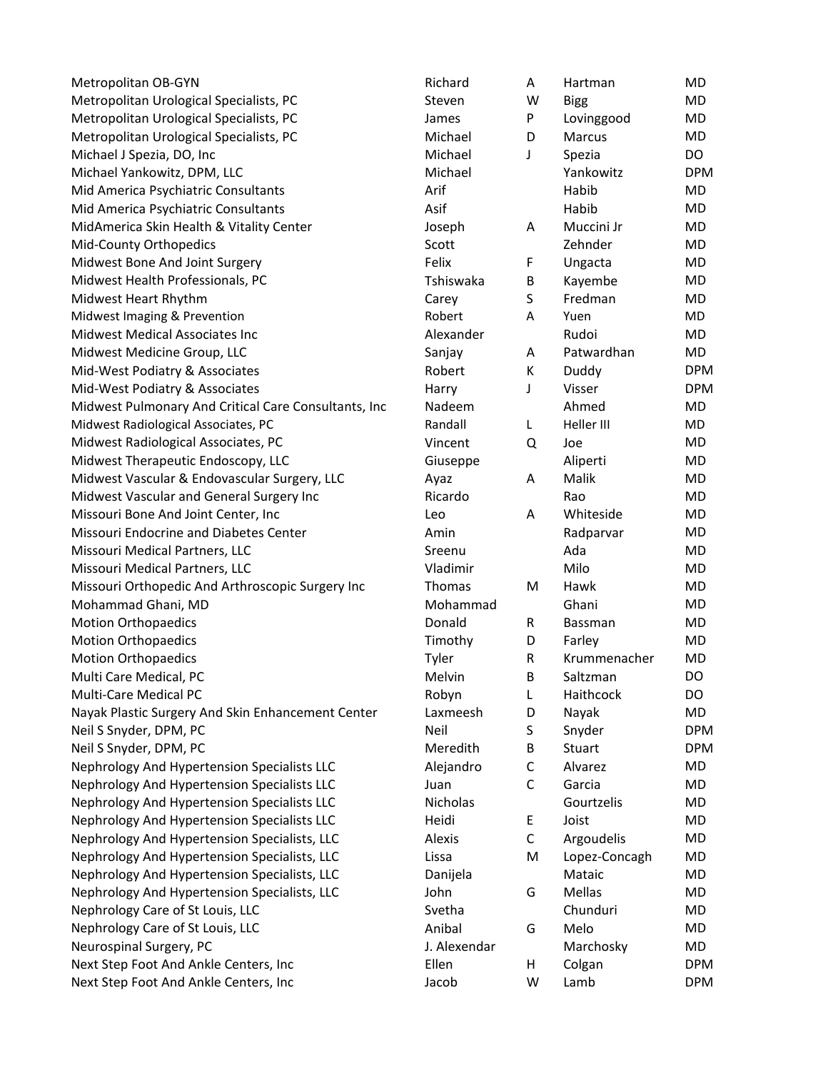| | | | | |
|---|---|---|---|---|
| Metropolitan OB-GYN | Richard | A | Hartman | MD |
| Metropolitan Urological Specialists, PC | Steven | W | Bigg | MD |
| Metropolitan Urological Specialists, PC | James | P | Lovinggood | MD |
| Metropolitan Urological Specialists, PC | Michael | D | Marcus | MD |
| Michael J Spezia, DO, Inc | Michael | J | Spezia | DO |
| Michael Yankowitz, DPM, LLC | Michael | | Yankowitz | DPM |
| Mid America Psychiatric Consultants | Arif | | Habib | MD |
| Mid America Psychiatric Consultants | Asif | | Habib | MD |
| MidAmerica Skin Health & Vitality Center | Joseph | A | Muccini Jr | MD |
| Mid-County Orthopedics | Scott | | Zehnder | MD |
| Midwest Bone And Joint Surgery | Felix | F | Ungacta | MD |
| Midwest Health Professionals, PC | Tshiswaka | B | Kayembe | MD |
| Midwest Heart Rhythm | Carey | S | Fredman | MD |
| Midwest Imaging & Prevention | Robert | A | Yuen | MD |
| Midwest Medical Associates Inc | Alexander | | Rudoi | MD |
| Midwest Medicine Group, LLC | Sanjay | A | Patwardhan | MD |
| Mid-West Podiatry & Associates | Robert | K | Duddy | DPM |
| Mid-West Podiatry & Associates | Harry | J | Visser | DPM |
| Midwest Pulmonary And Critical Care Consultants, Inc | Nadeem | | Ahmed | MD |
| Midwest Radiological Associates, PC | Randall | L | Heller III | MD |
| Midwest Radiological Associates, PC | Vincent | Q | Joe | MD |
| Midwest Therapeutic Endoscopy, LLC | Giuseppe | | Aliperti | MD |
| Midwest Vascular & Endovascular Surgery, LLC | Ayaz | A | Malik | MD |
| Midwest Vascular and General Surgery Inc | Ricardo | | Rao | MD |
| Missouri Bone And Joint Center, Inc | Leo | A | Whiteside | MD |
| Missouri Endocrine and Diabetes Center | Amin | | Radparvar | MD |
| Missouri Medical Partners, LLC | Sreenu | | Ada | MD |
| Missouri Medical Partners, LLC | Vladimir | | Milo | MD |
| Missouri Orthopedic And Arthroscopic Surgery Inc | Thomas | M | Hawk | MD |
| Mohammad Ghani, MD | Mohammad | | Ghani | MD |
| Motion Orthopaedics | Donald | R | Bassman | MD |
| Motion Orthopaedics | Timothy | D | Farley | MD |
| Motion Orthopaedics | Tyler | R | Krummenacher | MD |
| Multi Care Medical, PC | Melvin | B | Saltzman | DO |
| Multi-Care Medical PC | Robyn | L | Haithcock | DO |
| Nayak Plastic Surgery And Skin Enhancement Center | Laxmeesh | D | Nayak | MD |
| Neil S Snyder, DPM, PC | Neil | S | Snyder | DPM |
| Neil S Snyder, DPM, PC | Meredith | B | Stuart | DPM |
| Nephrology And Hypertension Specialists LLC | Alejandro | C | Alvarez | MD |
| Nephrology And Hypertension Specialists LLC | Juan | C | Garcia | MD |
| Nephrology And Hypertension Specialists LLC | Nicholas | | Gourtzelis | MD |
| Nephrology And Hypertension Specialists LLC | Heidi | E | Joist | MD |
| Nephrology And Hypertension Specialists, LLC | Alexis | C | Argoudelis | MD |
| Nephrology And Hypertension Specialists, LLC | Lissa | M | Lopez-Concagh | MD |
| Nephrology And Hypertension Specialists, LLC | Danijela | | Mataic | MD |
| Nephrology And Hypertension Specialists, LLC | John | G | Mellas | MD |
| Nephrology Care of St Louis, LLC | Svetha | | Chunduri | MD |
| Nephrology Care of St Louis, LLC | Anibal | G | Melo | MD |
| Neurospinal Surgery, PC | J. Alexendar | | Marchosky | MD |
| Next Step Foot And Ankle Centers, Inc | Ellen | H | Colgan | DPM |
| Next Step Foot And Ankle Centers, Inc | Jacob | W | Lamb | DPM |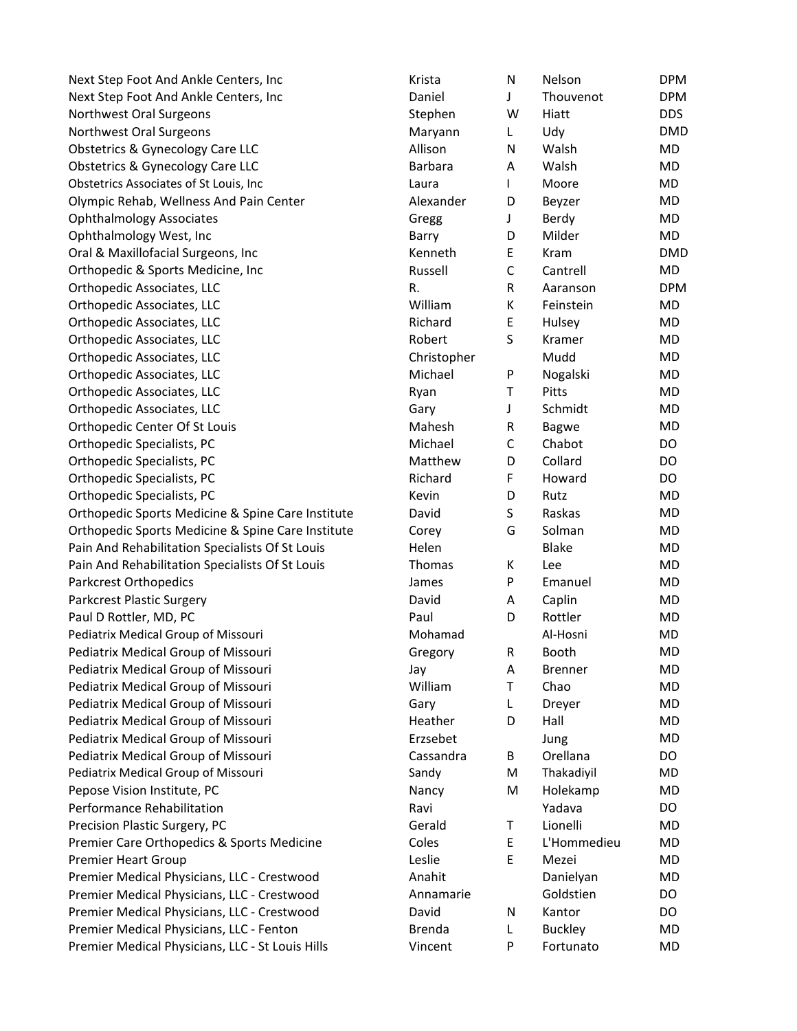| | | | | |
|---|---|---|---|---|
| Next Step Foot And Ankle Centers, Inc | Krista | N | Nelson | DPM |
| Next Step Foot And Ankle Centers, Inc | Daniel | J | Thouvenot | DPM |
| Northwest Oral Surgeons | Stephen | W | Hiatt | DDS |
| Northwest Oral Surgeons | Maryann | L | Udy | DMD |
| Obstetrics & Gynecology Care LLC | Allison | N | Walsh | MD |
| Obstetrics & Gynecology Care LLC | Barbara | A | Walsh | MD |
| Obstetrics Associates of St Louis, Inc | Laura | I | Moore | MD |
| Olympic Rehab, Wellness And Pain Center | Alexander | D | Beyzer | MD |
| Ophthalmology Associates | Gregg | J | Berdy | MD |
| Ophthalmology West, Inc | Barry | D | Milder | MD |
| Oral & Maxillofacial Surgeons, Inc | Kenneth | E | Kram | DMD |
| Orthopedic & Sports Medicine, Inc | Russell | C | Cantrell | MD |
| Orthopedic Associates, LLC | R. | R | Aaranson | DPM |
| Orthopedic Associates, LLC | William | K | Feinstein | MD |
| Orthopedic Associates, LLC | Richard | E | Hulsey | MD |
| Orthopedic Associates, LLC | Robert | S | Kramer | MD |
| Orthopedic Associates, LLC | Christopher | | Mudd | MD |
| Orthopedic Associates, LLC | Michael | P | Nogalski | MD |
| Orthopedic Associates, LLC | Ryan | T | Pitts | MD |
| Orthopedic Associates, LLC | Gary | J | Schmidt | MD |
| Orthopedic Center Of St Louis | Mahesh | R | Bagwe | MD |
| Orthopedic Specialists, PC | Michael | C | Chabot | DO |
| Orthopedic Specialists, PC | Matthew | D | Collard | DO |
| Orthopedic Specialists, PC | Richard | F | Howard | DO |
| Orthopedic Specialists, PC | Kevin | D | Rutz | MD |
| Orthopedic Sports Medicine & Spine Care Institute | David | S | Raskas | MD |
| Orthopedic Sports Medicine & Spine Care Institute | Corey | G | Solman | MD |
| Pain And Rehabilitation Specialists Of St Louis | Helen | | Blake | MD |
| Pain And Rehabilitation Specialists Of St Louis | Thomas | K | Lee | MD |
| Parkcrest Orthopedics | James | P | Emanuel | MD |
| Parkcrest Plastic Surgery | David | A | Caplin | MD |
| Paul D Rottler, MD, PC | Paul | D | Rottler | MD |
| Pediatrix Medical Group of Missouri | Mohamad | | Al-Hosni | MD |
| Pediatrix Medical Group of Missouri | Gregory | R | Booth | MD |
| Pediatrix Medical Group of Missouri | Jay | A | Brenner | MD |
| Pediatrix Medical Group of Missouri | William | T | Chao | MD |
| Pediatrix Medical Group of Missouri | Gary | L | Dreyer | MD |
| Pediatrix Medical Group of Missouri | Heather | D | Hall | MD |
| Pediatrix Medical Group of Missouri | Erzsebet | | Jung | MD |
| Pediatrix Medical Group of Missouri | Cassandra | B | Orellana | DO |
| Pediatrix Medical Group of Missouri | Sandy | M | Thakadiyil | MD |
| Pepose Vision Institute, PC | Nancy | M | Holekamp | MD |
| Performance Rehabilitation | Ravi | | Yadava | DO |
| Precision Plastic Surgery, PC | Gerald | T | Lionelli | MD |
| Premier Care Orthopedics & Sports Medicine | Coles | E | L'Hommedieu | MD |
| Premier Heart Group | Leslie | E | Mezei | MD |
| Premier Medical Physicians, LLC - Crestwood | Anahit | | Danielyan | MD |
| Premier Medical Physicians, LLC - Crestwood | Annamarie | | Goldstien | DO |
| Premier Medical Physicians, LLC - Crestwood | David | N | Kantor | DO |
| Premier Medical Physicians, LLC - Fenton | Brenda | L | Buckley | MD |
| Premier Medical Physicians, LLC - St Louis Hills | Vincent | P | Fortunato | MD |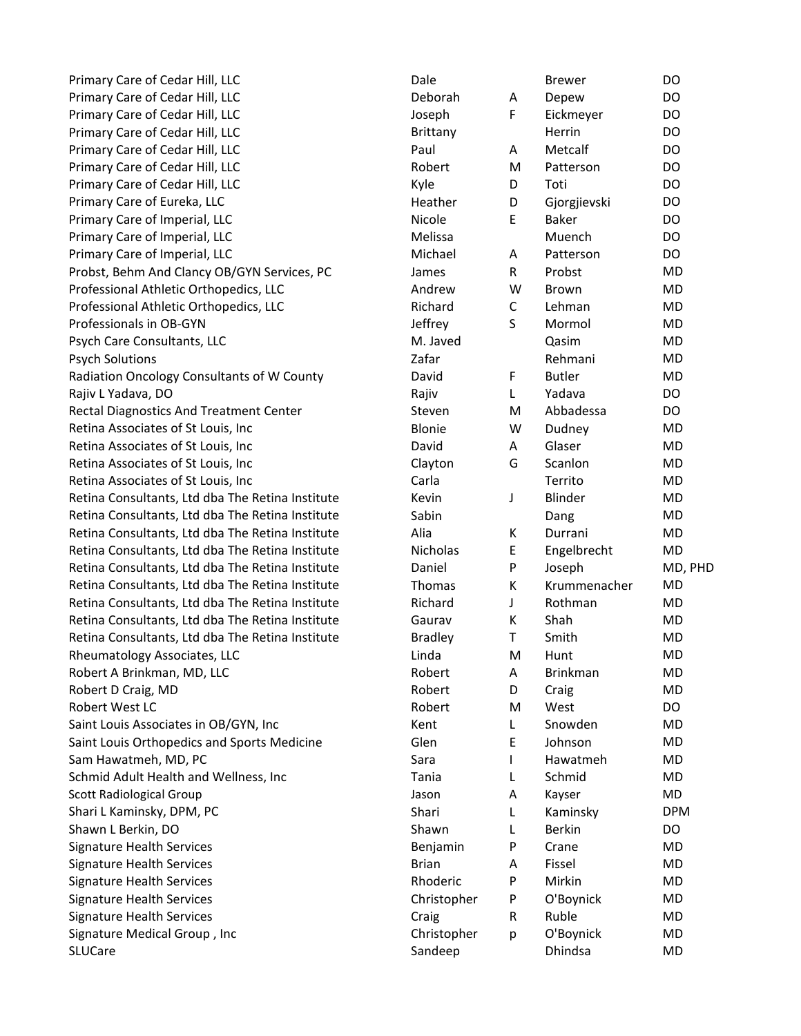| | | | | |
|---|---|---|---|---|
| Primary Care of Cedar Hill, LLC | Dale | | Brewer | DO |
| Primary Care of Cedar Hill, LLC | Deborah | A | Depew | DO |
| Primary Care of Cedar Hill, LLC | Joseph | F | Eickmeyer | DO |
| Primary Care of Cedar Hill, LLC | Brittany | | Herrin | DO |
| Primary Care of Cedar Hill, LLC | Paul | A | Metcalf | DO |
| Primary Care of Cedar Hill, LLC | Robert | M | Patterson | DO |
| Primary Care of Cedar Hill, LLC | Kyle | D | Toti | DO |
| Primary Care of Eureka, LLC | Heather | D | Gjorgjievski | DO |
| Primary Care of Imperial, LLC | Nicole | E | Baker | DO |
| Primary Care of Imperial, LLC | Melissa | | Muench | DO |
| Primary Care of Imperial, LLC | Michael | A | Patterson | DO |
| Probst, Behm And Clancy OB/GYN Services, PC | James | R | Probst | MD |
| Professional Athletic Orthopedics, LLC | Andrew | W | Brown | MD |
| Professional Athletic Orthopedics, LLC | Richard | C | Lehman | MD |
| Professionals in OB-GYN | Jeffrey | S | Mormol | MD |
| Psych Care Consultants, LLC | M. Javed | | Qasim | MD |
| Psych Solutions | Zafar | | Rehmani | MD |
| Radiation Oncology Consultants of W County | David | F | Butler | MD |
| Rajiv L Yadava, DO | Rajiv | L | Yadava | DO |
| Rectal Diagnostics And Treatment Center | Steven | M | Abbadessa | DO |
| Retina Associates of St Louis, Inc | Blonie | W | Dudney | MD |
| Retina Associates of St Louis, Inc | David | A | Glaser | MD |
| Retina Associates of St Louis, Inc | Clayton | G | Scanlon | MD |
| Retina Associates of St Louis, Inc | Carla | | Territo | MD |
| Retina Consultants, Ltd dba The Retina Institute | Kevin | J | Blinder | MD |
| Retina Consultants, Ltd dba The Retina Institute | Sabin | | Dang | MD |
| Retina Consultants, Ltd dba The Retina Institute | Alia | K | Durrani | MD |
| Retina Consultants, Ltd dba The Retina Institute | Nicholas | E | Engelbrecht | MD |
| Retina Consultants, Ltd dba The Retina Institute | Daniel | P | Joseph | MD, PHD |
| Retina Consultants, Ltd dba The Retina Institute | Thomas | K | Krummenacher | MD |
| Retina Consultants, Ltd dba The Retina Institute | Richard | J | Rothman | MD |
| Retina Consultants, Ltd dba The Retina Institute | Gaurav | K | Shah | MD |
| Retina Consultants, Ltd dba The Retina Institute | Bradley | T | Smith | MD |
| Rheumatology Associates, LLC | Linda | M | Hunt | MD |
| Robert A Brinkman, MD, LLC | Robert | A | Brinkman | MD |
| Robert D Craig, MD | Robert | D | Craig | MD |
| Robert West LC | Robert | M | West | DO |
| Saint Louis Associates in OB/GYN, Inc | Kent | L | Snowden | MD |
| Saint Louis Orthopedics and Sports Medicine | Glen | E | Johnson | MD |
| Sam Hawatmeh, MD, PC | Sara | I | Hawatmeh | MD |
| Schmid Adult Health and Wellness, Inc | Tania | L | Schmid | MD |
| Scott Radiological Group | Jason | A | Kayser | MD |
| Shari L Kaminsky, DPM, PC | Shari | L | Kaminsky | DPM |
| Shawn L Berkin, DO | Shawn | L | Berkin | DO |
| Signature Health Services | Benjamin | P | Crane | MD |
| Signature Health Services | Brian | A | Fissel | MD |
| Signature Health Services | Rhoderic | P | Mirkin | MD |
| Signature Health Services | Christopher | P | O'Boynick | MD |
| Signature Health Services | Craig | R | Ruble | MD |
| Signature Medical Group , Inc | Christopher | p | O'Boynick | MD |
| SLUCare | Sandeep | | Dhindsa | MD |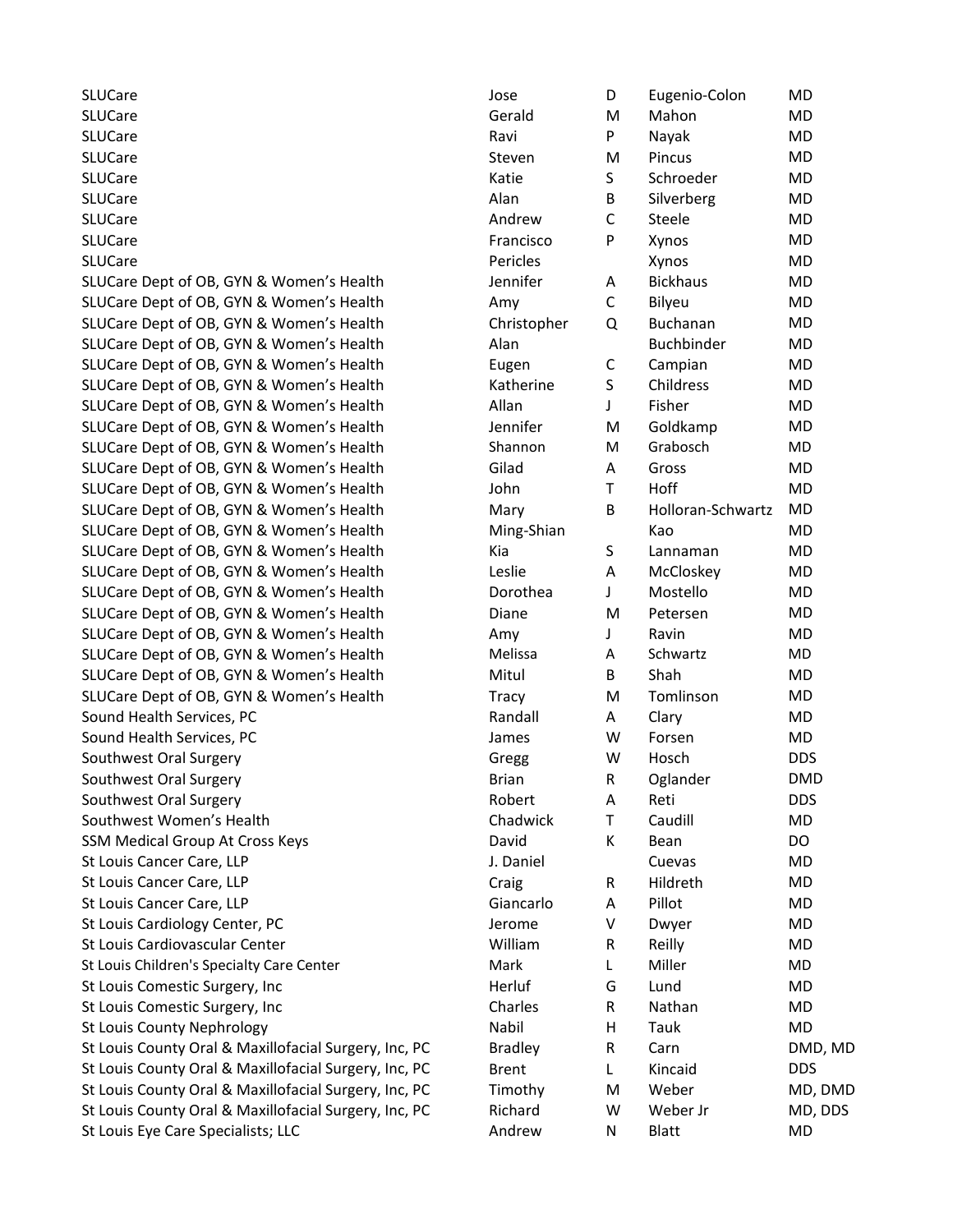| | | | | |
|---|---|---|---|---|
| SLUCare | Jose | D | Eugenio-Colon | MD |
| SLUCare | Gerald | M | Mahon | MD |
| SLUCare | Ravi | P | Nayak | MD |
| SLUCare | Steven | M | Pincus | MD |
| SLUCare | Katie | S | Schroeder | MD |
| SLUCare | Alan | B | Silverberg | MD |
| SLUCare | Andrew | C | Steele | MD |
| SLUCare | Francisco | P | Xynos | MD |
| SLUCare | Pericles | | Xynos | MD |
| SLUCare Dept of OB, GYN & Women's Health | Jennifer | A | Bickhaus | MD |
| SLUCare Dept of OB, GYN & Women's Health | Amy | C | Bilyeu | MD |
| SLUCare Dept of OB, GYN & Women's Health | Christopher | Q | Buchanan | MD |
| SLUCare Dept of OB, GYN & Women's Health | Alan | | Buchbinder | MD |
| SLUCare Dept of OB, GYN & Women's Health | Eugen | C | Campian | MD |
| SLUCare Dept of OB, GYN & Women's Health | Katherine | S | Childress | MD |
| SLUCare Dept of OB, GYN & Women's Health | Allan | J | Fisher | MD |
| SLUCare Dept of OB, GYN & Women's Health | Jennifer | M | Goldkamp | MD |
| SLUCare Dept of OB, GYN & Women's Health | Shannon | M | Grabosch | MD |
| SLUCare Dept of OB, GYN & Women's Health | Gilad | A | Gross | MD |
| SLUCare Dept of OB, GYN & Women's Health | John | T | Hoff | MD |
| SLUCare Dept of OB, GYN & Women's Health | Mary | B | Holloran-Schwartz | MD |
| SLUCare Dept of OB, GYN & Women's Health | Ming-Shian | | Kao | MD |
| SLUCare Dept of OB, GYN & Women's Health | Kia | S | Lannaman | MD |
| SLUCare Dept of OB, GYN & Women's Health | Leslie | A | McCloskey | MD |
| SLUCare Dept of OB, GYN & Women's Health | Dorothea | J | Mostello | MD |
| SLUCare Dept of OB, GYN & Women's Health | Diane | M | Petersen | MD |
| SLUCare Dept of OB, GYN & Women's Health | Amy | J | Ravin | MD |
| SLUCare Dept of OB, GYN & Women's Health | Melissa | A | Schwartz | MD |
| SLUCare Dept of OB, GYN & Women's Health | Mitul | B | Shah | MD |
| SLUCare Dept of OB, GYN & Women's Health | Tracy | M | Tomlinson | MD |
| Sound Health Services, PC | Randall | A | Clary | MD |
| Sound Health Services, PC | James | W | Forsen | MD |
| Southwest Oral Surgery | Gregg | W | Hosch | DDS |
| Southwest Oral Surgery | Brian | R | Oglander | DMD |
| Southwest Oral Surgery | Robert | A | Reti | DDS |
| Southwest Women's Health | Chadwick | T | Caudill | MD |
| SSM Medical Group At Cross Keys | David | K | Bean | DO |
| St Louis Cancer Care, LLP | J. Daniel | | Cuevas | MD |
| St Louis Cancer Care, LLP | Craig | R | Hildreth | MD |
| St Louis Cancer Care, LLP | Giancarlo | A | Pillot | MD |
| St Louis Cardiology Center, PC | Jerome | V | Dwyer | MD |
| St Louis Cardiovascular Center | William | R | Reilly | MD |
| St Louis Children's Specialty Care Center | Mark | L | Miller | MD |
| St Louis Comestic Surgery, Inc | Herluf | G | Lund | MD |
| St Louis Comestic Surgery, Inc | Charles | R | Nathan | MD |
| St Louis County Nephrology | Nabil | H | Tauk | MD |
| St Louis County Oral & Maxillofacial Surgery, Inc, PC | Bradley | R | Carn | DMD, MD |
| St Louis County Oral & Maxillofacial Surgery, Inc, PC | Brent | L | Kincaid | DDS |
| St Louis County Oral & Maxillofacial Surgery, Inc, PC | Timothy | M | Weber | MD, DMD |
| St Louis County Oral & Maxillofacial Surgery, Inc, PC | Richard | W | Weber Jr | MD, DDS |
| St Louis Eye Care Specialists; LLC | Andrew | N | Blatt | MD |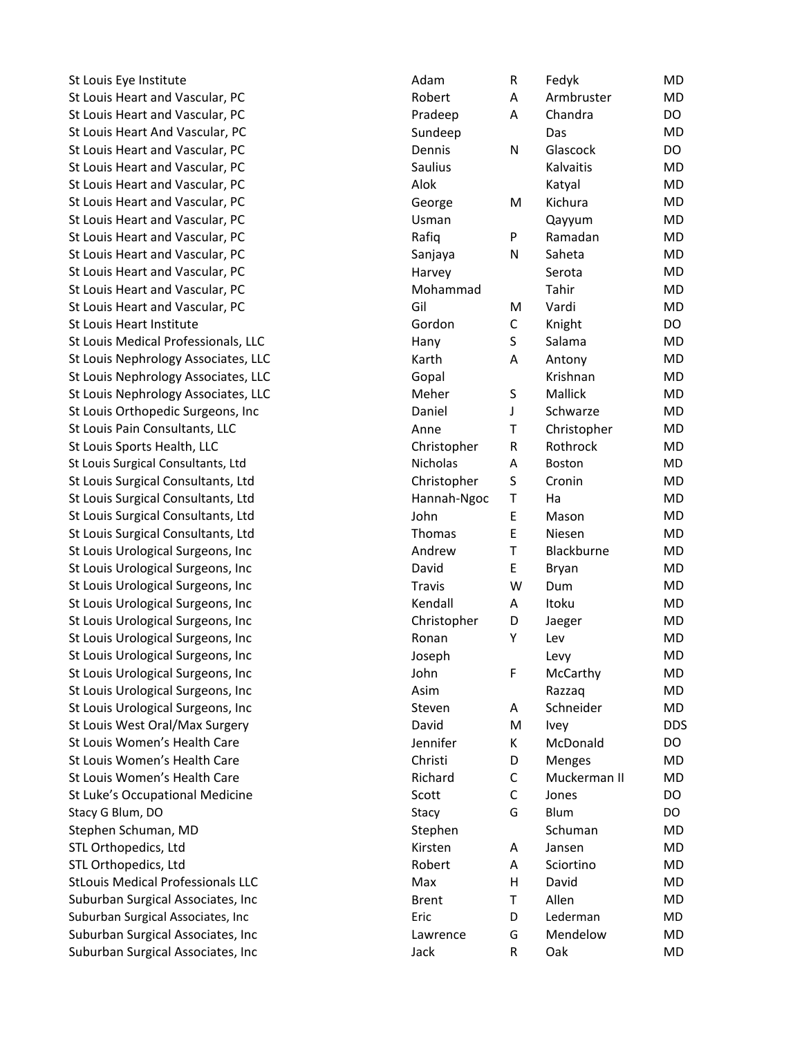| | | | | |
|---|---|---|---|---|
| St Louis Eye Institute | Adam | R | Fedyk | MD |
| St Louis Heart and Vascular, PC | Robert | A | Armbruster | MD |
| St Louis Heart and Vascular, PC | Pradeep | A | Chandra | DO |
| St Louis Heart And Vascular, PC | Sundeep | | Das | MD |
| St Louis Heart and Vascular, PC | Dennis | N | Glascock | DO |
| St Louis Heart and Vascular, PC | Saulius | | Kalvaitis | MD |
| St Louis Heart and Vascular, PC | Alok | | Katyal | MD |
| St Louis Heart and Vascular, PC | George | M | Kichura | MD |
| St Louis Heart and Vascular, PC | Usman | | Qayyum | MD |
| St Louis Heart and Vascular, PC | Rafiq | P | Ramadan | MD |
| St Louis Heart and Vascular, PC | Sanjaya | N | Saheta | MD |
| St Louis Heart and Vascular, PC | Harvey | | Serota | MD |
| St Louis Heart and Vascular, PC | Mohammad | | Tahir | MD |
| St Louis Heart and Vascular, PC | Gil | M | Vardi | MD |
| St Louis Heart Institute | Gordon | C | Knight | DO |
| St Louis Medical Professionals, LLC | Hany | S | Salama | MD |
| St Louis Nephrology Associates, LLC | Karth | A | Antony | MD |
| St Louis Nephrology Associates, LLC | Gopal | | Krishnan | MD |
| St Louis Nephrology Associates, LLC | Meher | S | Mallick | MD |
| St Louis Orthopedic Surgeons, Inc | Daniel | J | Schwarze | MD |
| St Louis Pain Consultants, LLC | Anne | T | Christopher | MD |
| St Louis Sports Health, LLC | Christopher | R | Rothrock | MD |
| St Louis Surgical Consultants, Ltd | Nicholas | A | Boston | MD |
| St Louis Surgical Consultants, Ltd | Christopher | S | Cronin | MD |
| St Louis Surgical Consultants, Ltd | Hannah-Ngoc | T | Ha | MD |
| St Louis Surgical Consultants, Ltd | John | E | Mason | MD |
| St Louis Surgical Consultants, Ltd | Thomas | E | Niesen | MD |
| St Louis Urological Surgeons, Inc | Andrew | T | Blackburne | MD |
| St Louis Urological Surgeons, Inc | David | E | Bryan | MD |
| St Louis Urological Surgeons, Inc | Travis | W | Dum | MD |
| St Louis Urological Surgeons, Inc | Kendall | A | Itoku | MD |
| St Louis Urological Surgeons, Inc | Christopher | D | Jaeger | MD |
| St Louis Urological Surgeons, Inc | Ronan | Y | Lev | MD |
| St Louis Urological Surgeons, Inc | Joseph | | Levy | MD |
| St Louis Urological Surgeons, Inc | John | F | McCarthy | MD |
| St Louis Urological Surgeons, Inc | Asim | | Razzaq | MD |
| St Louis Urological Surgeons, Inc | Steven | A | Schneider | MD |
| St Louis West Oral/Max Surgery | David | M | Ivey | DDS |
| St Louis Women's Health Care | Jennifer | K | McDonald | DO |
| St Louis Women's Health Care | Christi | D | Menges | MD |
| St Louis Women's Health Care | Richard | C | Muckerman II | MD |
| St Luke's Occupational Medicine | Scott | C | Jones | DO |
| Stacy G Blum, DO | Stacy | G | Blum | DO |
| Stephen Schuman, MD | Stephen | | Schuman | MD |
| STL Orthopedics, Ltd | Kirsten | A | Jansen | MD |
| STL Orthopedics, Ltd | Robert | A | Sciortino | MD |
| StLouis Medical Professionals LLC | Max | H | David | MD |
| Suburban Surgical Associates, Inc | Brent | T | Allen | MD |
| Suburban Surgical Associates, Inc | Eric | D | Lederman | MD |
| Suburban Surgical Associates, Inc | Lawrence | G | Mendelow | MD |
| Suburban Surgical Associates, Inc | Jack | R | Oak | MD |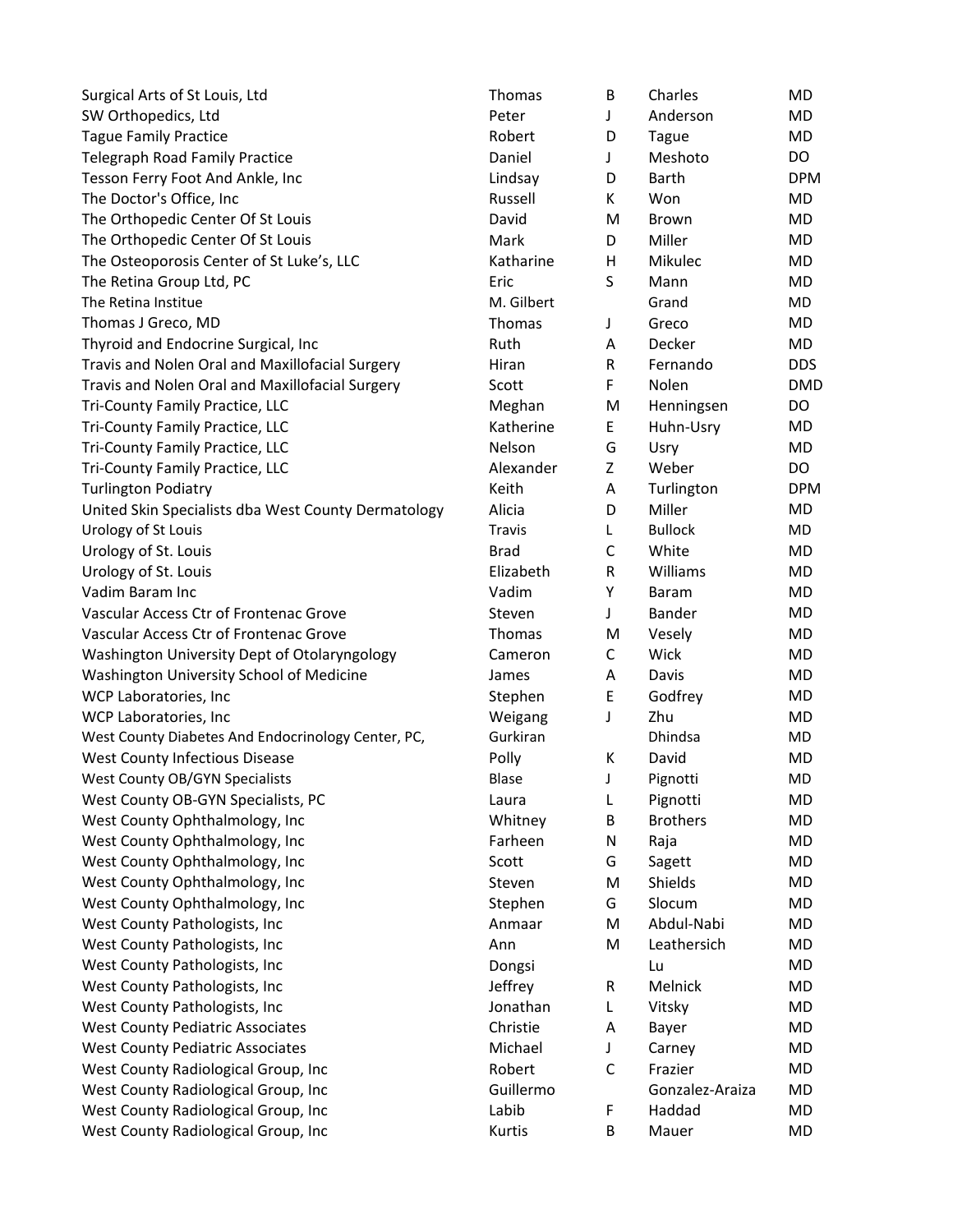| | | | | |
|---|---|---|---|---|
| Surgical Arts of St Louis, Ltd | Thomas | B | Charles | MD |
| SW Orthopedics, Ltd | Peter | J | Anderson | MD |
| Tague Family Practice | Robert | D | Tague | MD |
| Telegraph Road Family Practice | Daniel | J | Meshoto | DO |
| Tesson Ferry Foot And Ankle, Inc | Lindsay | D | Barth | DPM |
| The Doctor's Office, Inc | Russell | K | Won | MD |
| The Orthopedic Center Of St Louis | David | M | Brown | MD |
| The Orthopedic Center Of St Louis | Mark | D | Miller | MD |
| The Osteoporosis Center of St Luke's, LLC | Katharine | H | Mikulec | MD |
| The Retina Group Ltd, PC | Eric | S | Mann | MD |
| The Retina Institue | M. Gilbert | | Grand | MD |
| Thomas J Greco, MD | Thomas | J | Greco | MD |
| Thyroid and Endocrine Surgical, Inc | Ruth | A | Decker | MD |
| Travis and Nolen Oral and Maxillofacial Surgery | Hiran | R | Fernando | DDS |
| Travis and Nolen Oral and Maxillofacial Surgery | Scott | F | Nolen | DMD |
| Tri-County Family Practice, LLC | Meghan | M | Henningsen | DO |
| Tri-County Family Practice, LLC | Katherine | E | Huhn-Usry | MD |
| Tri-County Family Practice, LLC | Nelson | G | Usry | MD |
| Tri-County Family Practice, LLC | Alexander | Z | Weber | DO |
| Turlington Podiatry | Keith | A | Turlington | DPM |
| United Skin Specialists dba West County Dermatology | Alicia | D | Miller | MD |
| Urology of St Louis | Travis | L | Bullock | MD |
| Urology of St. Louis | Brad | C | White | MD |
| Urology of St. Louis | Elizabeth | R | Williams | MD |
| Vadim Baram Inc | Vadim | Y | Baram | MD |
| Vascular Access Ctr of Frontenac Grove | Steven | J | Bander | MD |
| Vascular Access Ctr of Frontenac Grove | Thomas | M | Vesely | MD |
| Washington University Dept of Otolaryngology | Cameron | C | Wick | MD |
| Washington University School of Medicine | James | A | Davis | MD |
| WCP Laboratories, Inc | Stephen | E | Godfrey | MD |
| WCP Laboratories, Inc | Weigang | J | Zhu | MD |
| West County Diabetes And Endocrinology Center, PC, | Gurkiran | | Dhindsa | MD |
| West County Infectious Disease | Polly | K | David | MD |
| West County OB/GYN Specialists | Blase | J | Pignotti | MD |
| West County OB-GYN Specialists, PC | Laura | L | Pignotti | MD |
| West County Ophthalmology, Inc | Whitney | B | Brothers | MD |
| West County Ophthalmology, Inc | Farheen | N | Raja | MD |
| West County Ophthalmology, Inc | Scott | G | Sagett | MD |
| West County Ophthalmology, Inc | Steven | M | Shields | MD |
| West County Ophthalmology, Inc | Stephen | G | Slocum | MD |
| West County Pathologists, Inc | Anmaar | M | Abdul-Nabi | MD |
| West County Pathologists, Inc | Ann | M | Leathersich | MD |
| West County Pathologists, Inc | Dongsi | | Lu | MD |
| West County Pathologists, Inc | Jeffrey | R | Melnick | MD |
| West County Pathologists, Inc | Jonathan | L | Vitsky | MD |
| West County Pediatric Associates | Christie | A | Bayer | MD |
| West County Pediatric Associates | Michael | J | Carney | MD |
| West County Radiological Group, Inc | Robert | C | Frazier | MD |
| West County Radiological Group, Inc | Guillermo | | Gonzalez-Araiza | MD |
| West County Radiological Group, Inc | Labib | F | Haddad | MD |
| West County Radiological Group, Inc | Kurtis | B | Mauer | MD |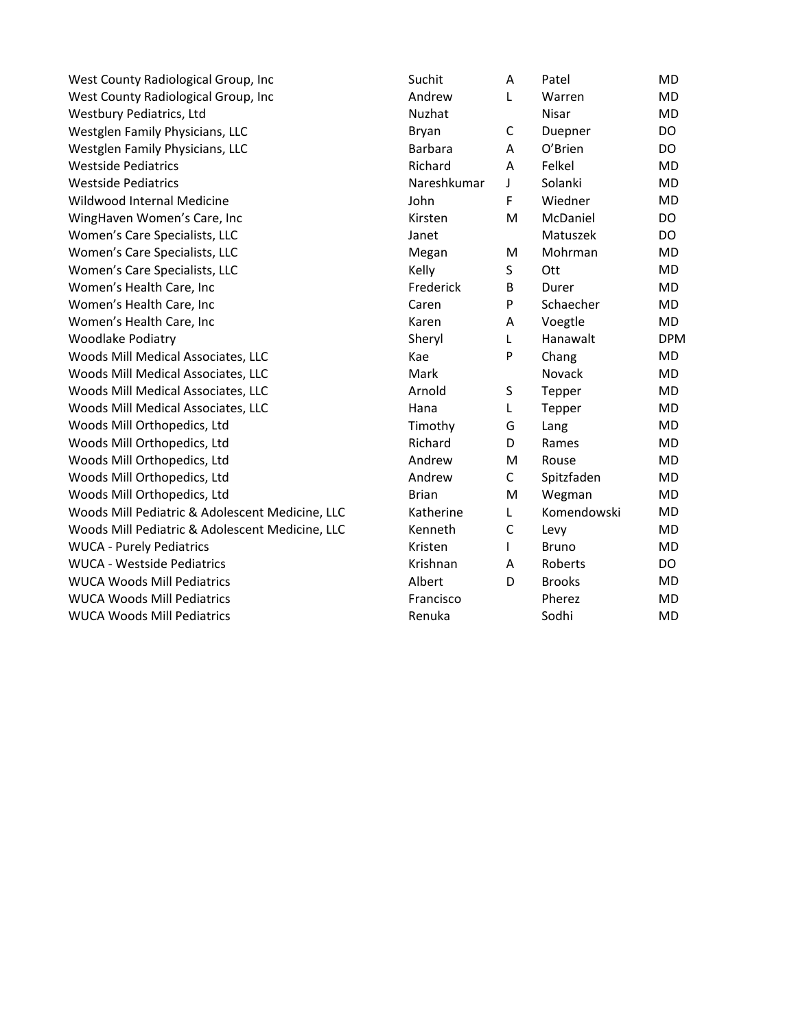| | | | | |
|---|---|---|---|---|
| West County Radiological Group, Inc | Suchit | A | Patel | MD |
| West County Radiological Group, Inc | Andrew | L | Warren | MD |
| Westbury Pediatrics, Ltd | Nuzhat | | Nisar | MD |
| Westglen Family Physicians, LLC | Bryan | C | Duepner | DO |
| Westglen Family Physicians, LLC | Barbara | A | O'Brien | DO |
| Westside Pediatrics | Richard | A | Felkel | MD |
| Westside Pediatrics | Nareshkumar | J | Solanki | MD |
| Wildwood Internal Medicine | John | F | Wiedner | MD |
| WingHaven Women's Care, Inc | Kirsten | M | McDaniel | DO |
| Women's Care Specialists, LLC | Janet | | Matuszek | DO |
| Women's Care Specialists, LLC | Megan | M | Mohrman | MD |
| Women's Care Specialists, LLC | Kelly | S | Ott | MD |
| Women's Health Care, Inc | Frederick | B | Durer | MD |
| Women's Health Care, Inc | Caren | P | Schaecher | MD |
| Women's Health Care, Inc | Karen | A | Voegtle | MD |
| Woodlake Podiatry | Sheryl | L | Hanawalt | DPM |
| Woods Mill Medical Associates, LLC | Kae | P | Chang | MD |
| Woods Mill Medical Associates, LLC | Mark | | Novack | MD |
| Woods Mill Medical Associates, LLC | Arnold | S | Tepper | MD |
| Woods Mill Medical Associates, LLC | Hana | L | Tepper | MD |
| Woods Mill Orthopedics, Ltd | Timothy | G | Lang | MD |
| Woods Mill Orthopedics, Ltd | Richard | D | Rames | MD |
| Woods Mill Orthopedics, Ltd | Andrew | M | Rouse | MD |
| Woods Mill Orthopedics, Ltd | Andrew | C | Spitzfaden | MD |
| Woods Mill Orthopedics, Ltd | Brian | M | Wegman | MD |
| Woods Mill Pediatric & Adolescent Medicine, LLC | Katherine | L | Komendowski | MD |
| Woods Mill Pediatric & Adolescent Medicine, LLC | Kenneth | C | Levy | MD |
| WUCA - Purely Pediatrics | Kristen | I | Bruno | MD |
| WUCA - Westside Pediatrics | Krishnan | A | Roberts | DO |
| WUCA Woods Mill Pediatrics | Albert | D | Brooks | MD |
| WUCA Woods Mill Pediatrics | Francisco | | Pherez | MD |
| WUCA Woods Mill Pediatrics | Renuka | | Sodhi | MD |